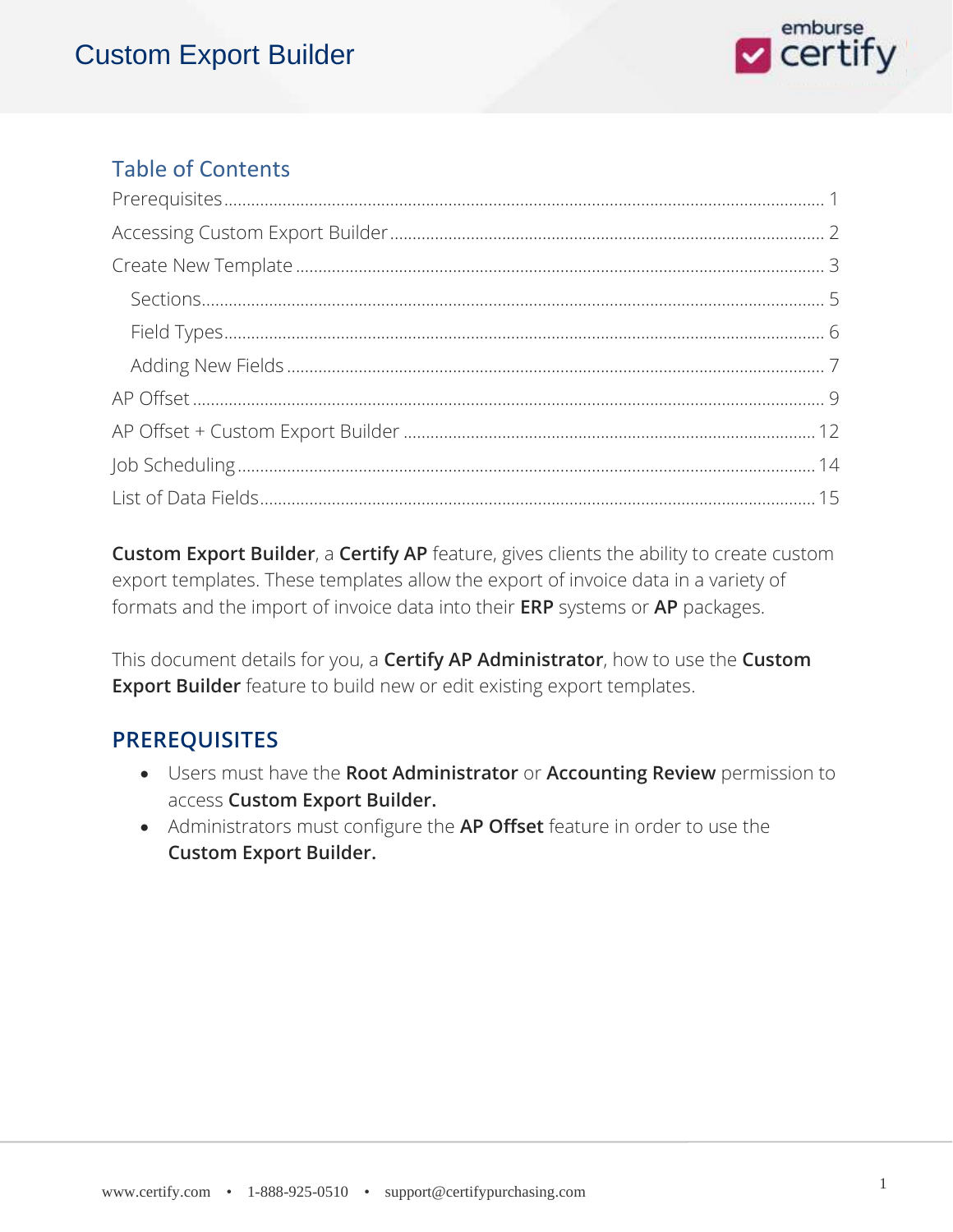# Custom Export Builder

## Table of Contents

- Prerequisites ........ 1
- Accessing Custom Export Builder ........ 2
- Create New Template ........ 3
  - Sections ........ 5
  - Field Types ........ 6
  - Adding New Fields ........ 7
- AP Offset ........ 9
- AP Offset + Custom Export Builder ........ 12
- Job Scheduling ........ 14
- List of Data Fields ........ 15

**Custom Export Builder**, a **Certify AP** feature, gives clients the ability to create custom export templates. These templates allow the export of invoice data in a variety of formats and the import of invoice data into their **ERP** systems or **AP** packages.

This document details for you, a **Certify AP Administrator**, how to use the **Custom Export Builder** feature to build new or edit existing export templates.

## PREREQUISITES

- Users must have the **Root Administrator** or **Accounting Review** permission to access **Custom Export Builder.**
- Administrators must configure the **AP Offset** feature in order to use the **Custom Export Builder.**

www.certify.com • 1-888-925-0510 • support@certifypurchasing.com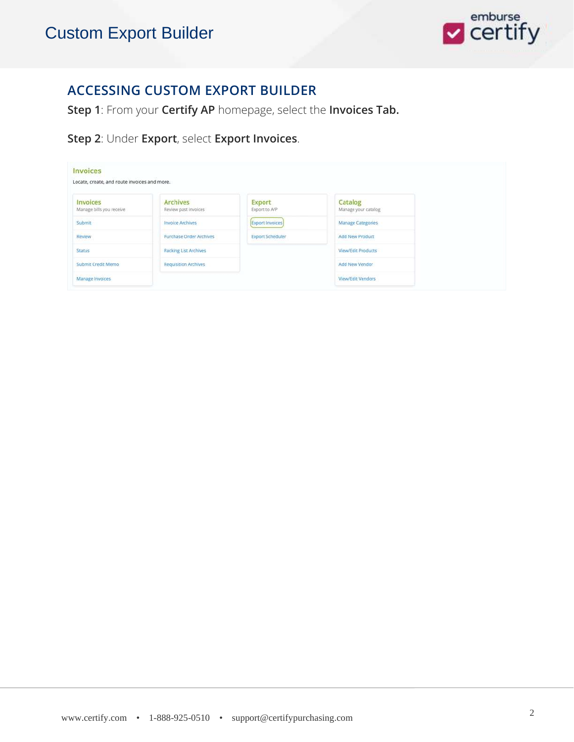## ACCESSING CUSTOM EXPORT BUILDER

**Step 1**: From your **Certify AP** homepage, select the **Invoices Tab.**

**Step 2**: Under **Export**, select **Export Invoices**.

**Invoices**

Locate, create, and route invoices and more.

| Invoices<br>Manage bills you receive | Archives<br>Review past invoices | Export<br>Export to A/P | Catalog<br>Manage your catalog |
|---|---|---|---|
| Submit | Invoice Archives | Export Invoices | Manage Categories |
| Review | Purchase Order Archives | Export Scheduler | Add New Product |
| Status | Packing List Archives | | View/Edit Products |
| Submit Credit Memo | Requisition Archives | | Add New Vendor |
| Manage Invoices | | | View/Edit Vendors |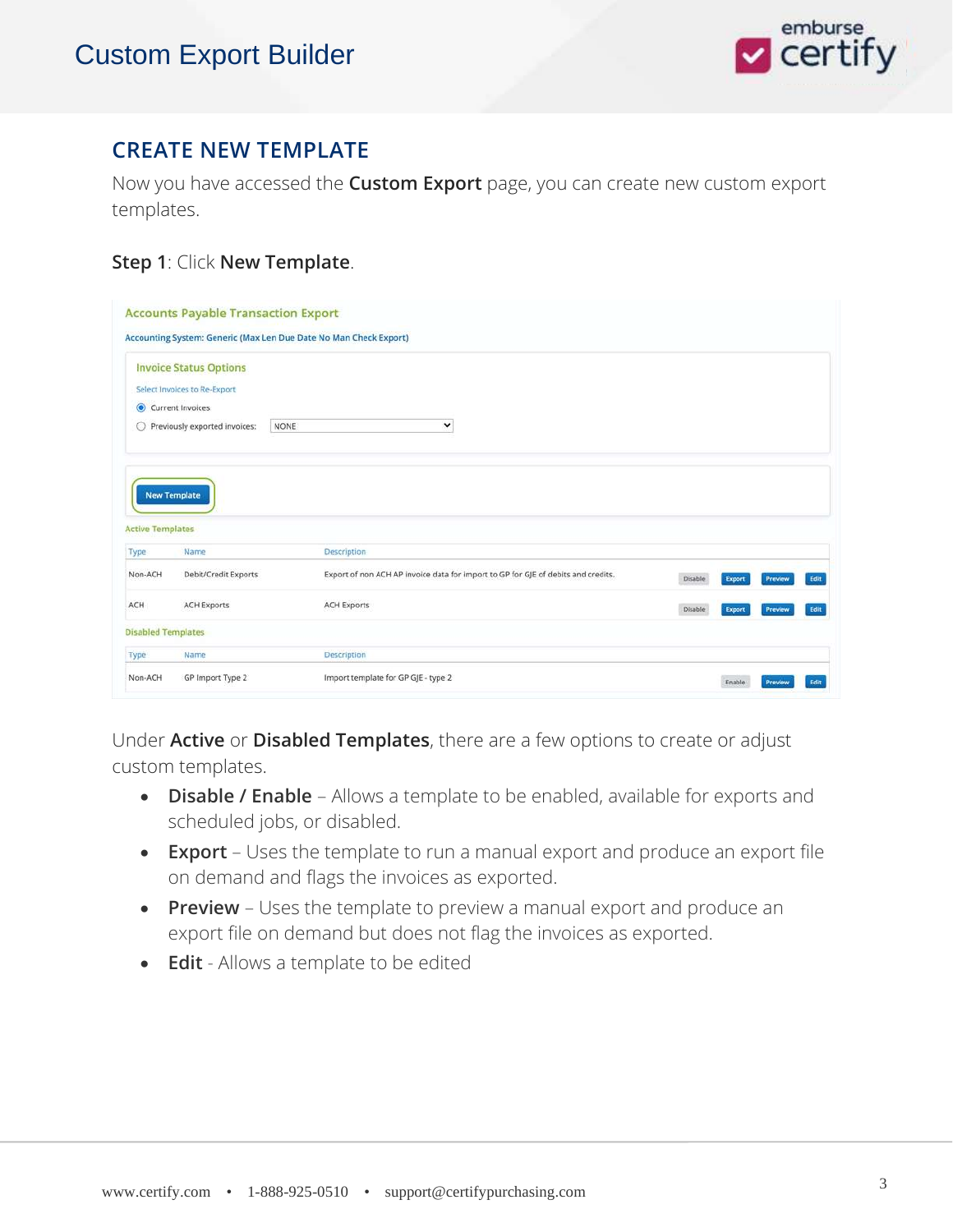## CREATE NEW TEMPLATE

Now you have accessed the **Custom Export** page, you can create new custom export templates.

**Step 1**: Click **New Template**.

Accounts Payable Transaction Export

Accounting System: Generic (Max Len Due Date No Man Check Export)

Invoice Status Options

Select Invoices to Re-Export

- Current Invoices
- Previously exported invoices: NONE

New Template

Active Templates

| Type | Name | Description | | | | |
|---|---|---|---|---|---|---|
| Non-ACH | Debit/Credit Exports | Export of non ACH AP invoice data for import to GP for GJE of debits and credits. | Disable | Export | Preview | Edit |
| ACH | ACH Exports | ACH Exports | Disable | Export | Preview | Edit |

Disabled Templates

| Type | Name | Description | | | |
|---|---|---|---|---|---|
| Non-ACH | GP Import Type 2 | Import template for GP GJE - type 2 | Enable | Preview | Edit |

Under **Active** or **Disabled Templates**, there are a few options to create or adjust custom templates.

- **Disable / Enable** – Allows a template to be enabled, available for exports and scheduled jobs, or disabled.
- **Export** – Uses the template to run a manual export and produce an export file on demand and flags the invoices as exported.
- **Preview** – Uses the template to preview a manual export and produce an export file on demand but does not flag the invoices as exported.
- **Edit** - Allows a template to be edited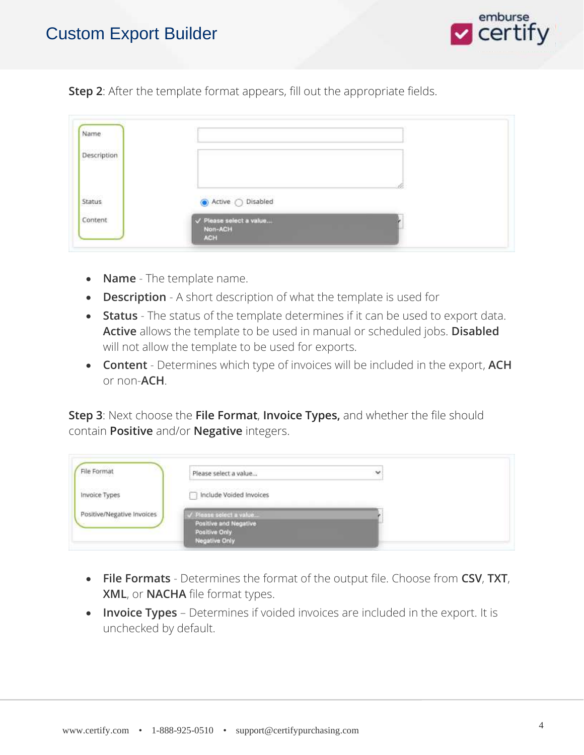**Step 2**: After the template format appears, fill out the appropriate fields.

- **Name** - The template name.
- **Description** - A short description of what the template is used for
- **Status** - The status of the template determines if it can be used to export data. **Active** allows the template to be used in manual or scheduled jobs. **Disabled** will not allow the template to be used for exports.
- **Content** - Determines which type of invoices will be included in the export, **ACH** or non-**ACH**.

**Step 3**: Next choose the **File Format**, **Invoice Types,** and whether the file should contain **Positive** and/or **Negative** integers.

- **File Formats** - Determines the format of the output file. Choose from **CSV**, **TXT**, **XML**, or **NACHA** file format types.
- **Invoice Types** – Determines if voided invoices are included in the export. It is unchecked by default.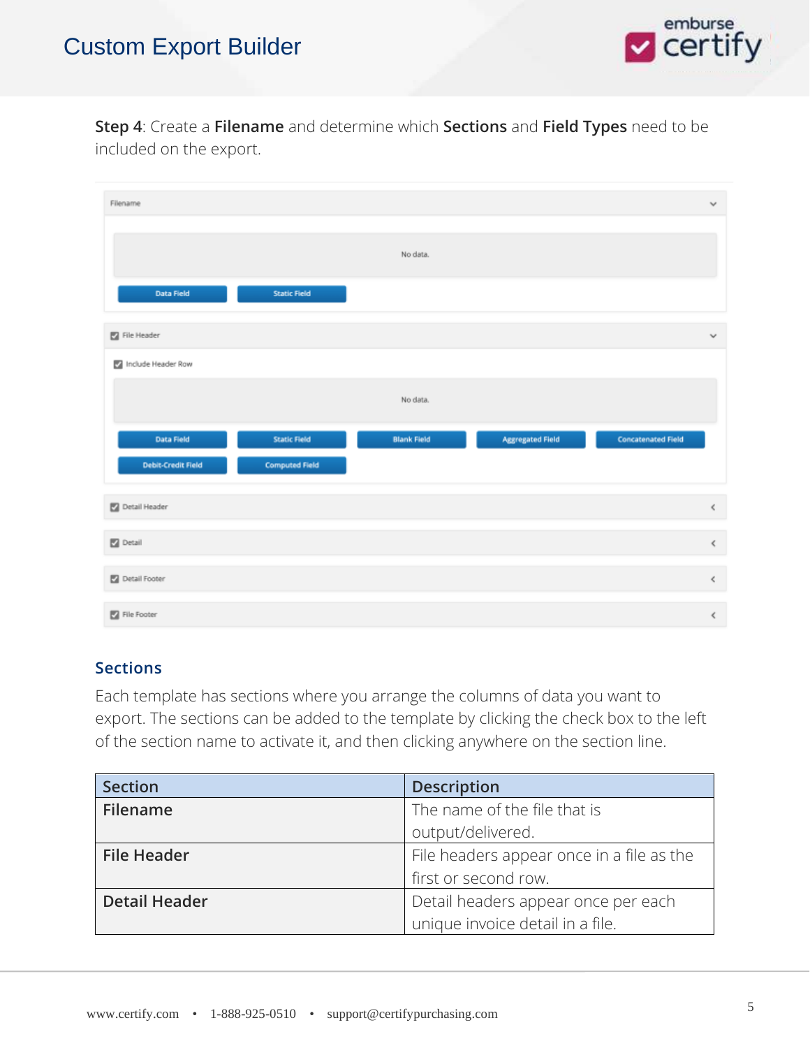**Step 4**: Create a **Filename** and determine which **Sections** and **Field Types** need to be included on the export.

Filename

No data.

Data Field | Static Field

File Header

Include Header Row

No data.

Data Field | Static Field | Blank Field | Aggregated Field | Concatenated Field | Debit-Credit Field | Computed Field

Detail Header

Detail

Detail Footer

File Footer

## Sections

Each template has sections where you arrange the columns of data you want to export. The sections can be added to the template by clicking the check box to the left of the section name to activate it, and then clicking anywhere on the section line.

| Section | Description |
|---|---|
| **Filename** | The name of the file that is output/delivered. |
| **File Header** | File headers appear once in a file as the first or second row. |
| **Detail Header** | Detail headers appear once per each unique invoice detail in a file. |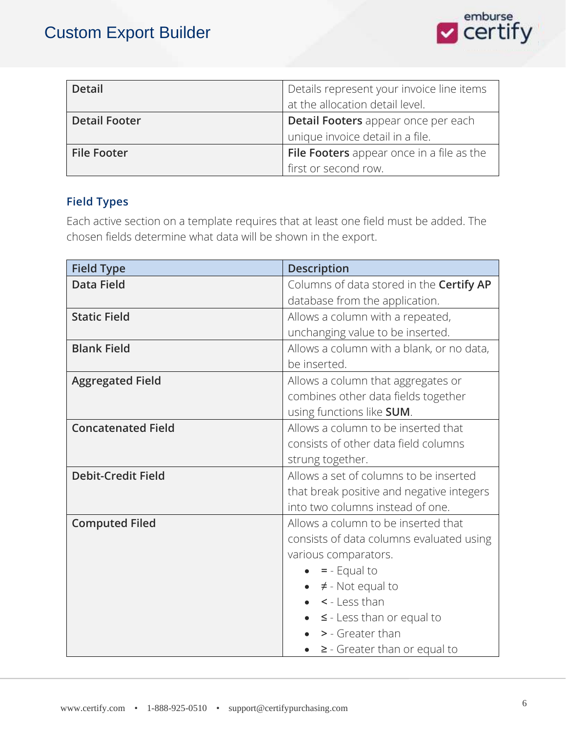| | |
|---|---|
| **Detail** | Details represent your invoice line items at the allocation detail level. |
| **Detail Footer** | **Detail Footers** appear once per each unique invoice detail in a file. |
| **File Footer** | **File Footers** appear once in a file as the first or second row. |

### Field Types

Each active section on a template requires that at least one field must be added. The chosen fields determine what data will be shown in the export.

| Field Type | Description |
|---|---|
| **Data Field** | Columns of data stored in the **Certify AP** database from the application. |
| **Static Field** | Allows a column with a repeated, unchanging value to be inserted. |
| **Blank Field** | Allows a column with a blank, or no data, be inserted. |
| **Aggregated Field** | Allows a column that aggregates or combines other data fields together using functions like **SUM**. |
| **Concatenated Field** | Allows a column to be inserted that consists of other data field columns strung together. |
| **Debit-Credit Field** | Allows a set of columns to be inserted that break positive and negative integers into two columns instead of one. |
| **Computed Filed** | Allows a column to be inserted that consists of data columns evaluated using various comparators.<br>• **=** - Equal to<br>• **≠** - Not equal to<br>• **<** - Less than<br>• **≤** - Less than or equal to<br>• **>** - Greater than<br>• **≥** - Greater than or equal to |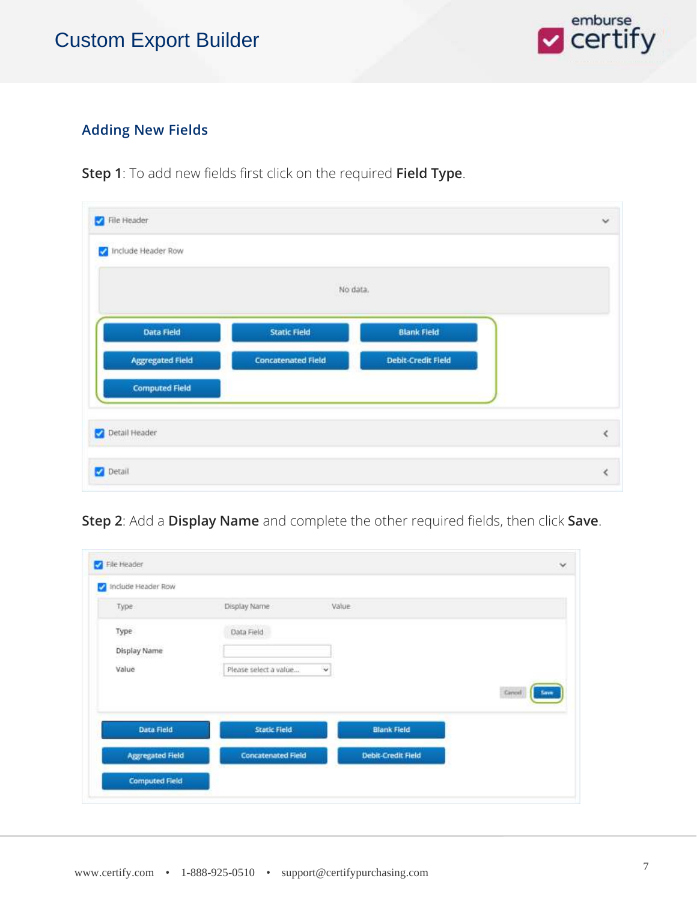## Adding New Fields

**Step 1**: To add new fields first click on the required **Field Type**.

**Step 2**: Add a **Display Name** and complete the other required fields, then click **Save**.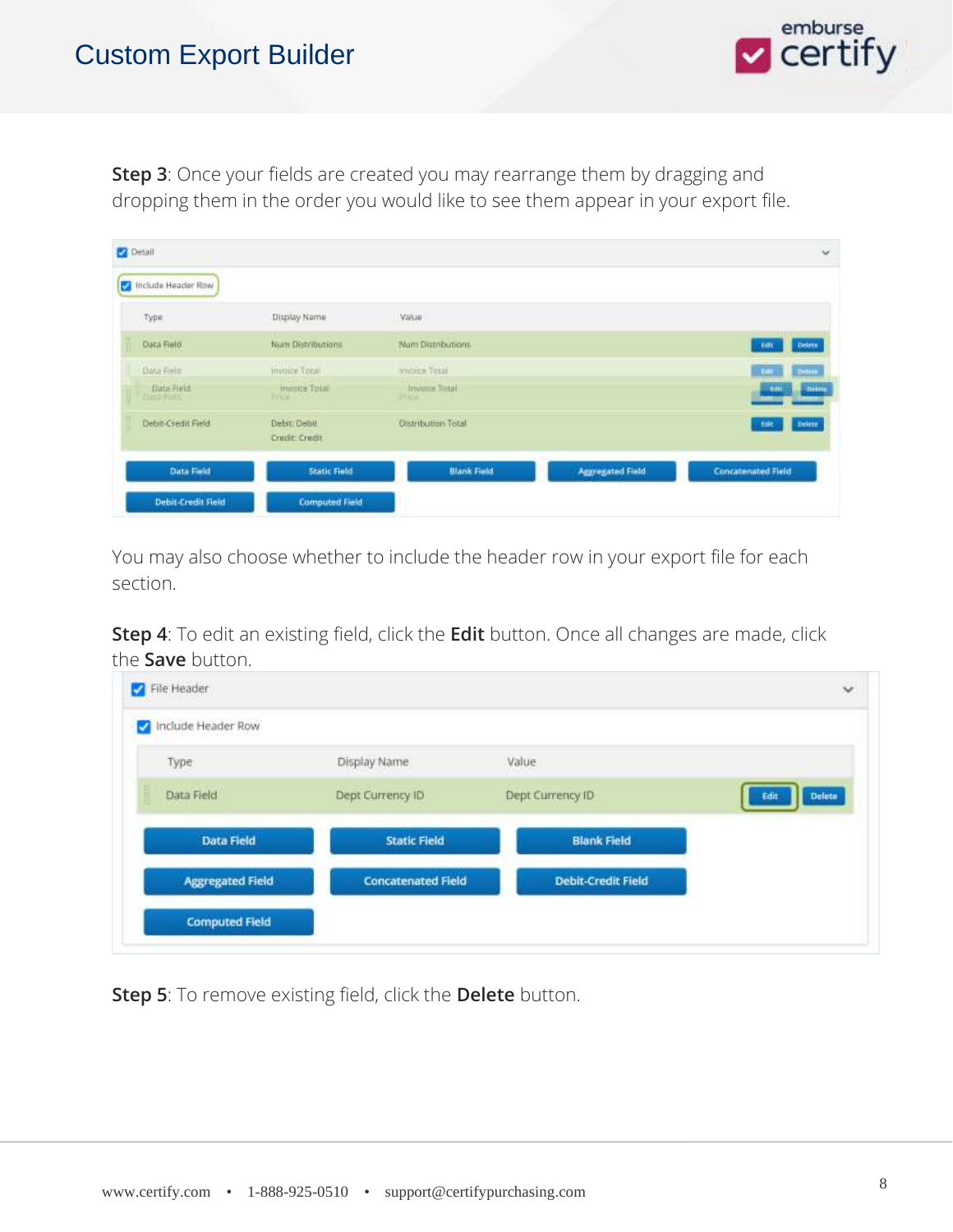**Step 3**: Once your fields are created you may rearrange them by dragging and dropping them in the order you would like to see them appear in your export file.

You may also choose whether to include the header row in your export file for each section.

**Step 4**: To edit an existing field, click the **Edit** button. Once all changes are made, click the **Save** button.

**Step 5**: To remove existing field, click the **Delete** button.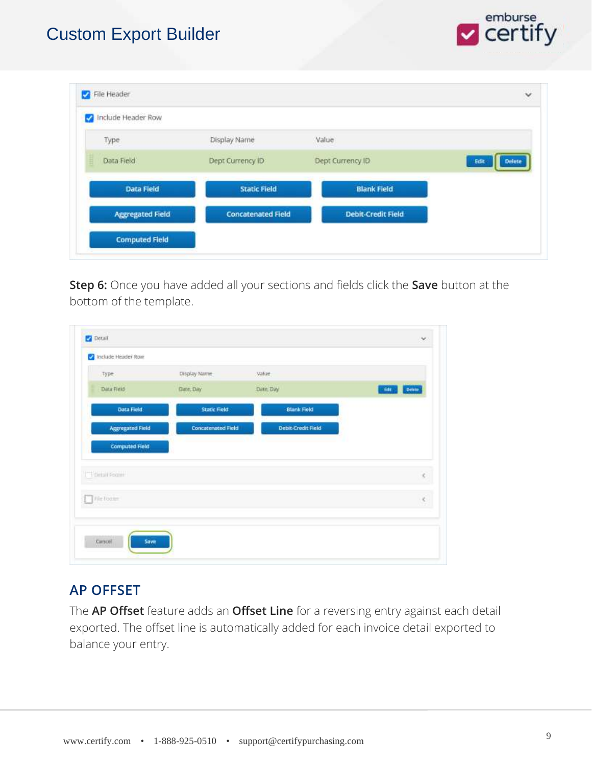**Step 6:** Once you have added all your sections and fields click the **Save** button at the bottom of the template.

## AP OFFSET

The **AP Offset** feature adds an **Offset Line** for a reversing entry against each detail exported. The offset line is automatically added for each invoice detail exported to balance your entry.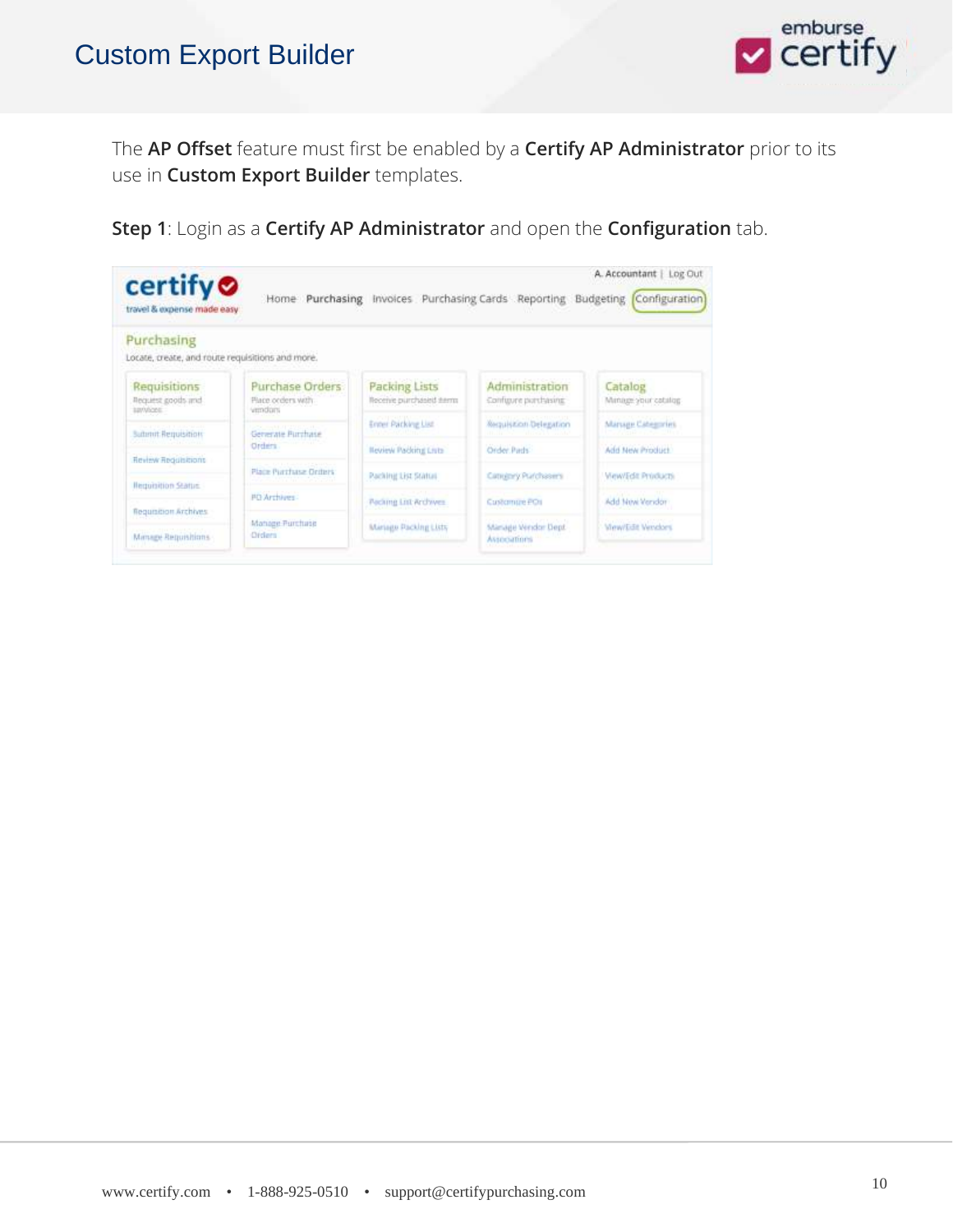The **AP Offset** feature must first be enabled by a **Certify AP Administrator** prior to its use in **Custom Export Builder** templates.

**Step 1**: Login as a **Certify AP Administrator** and open the **Configuration** tab.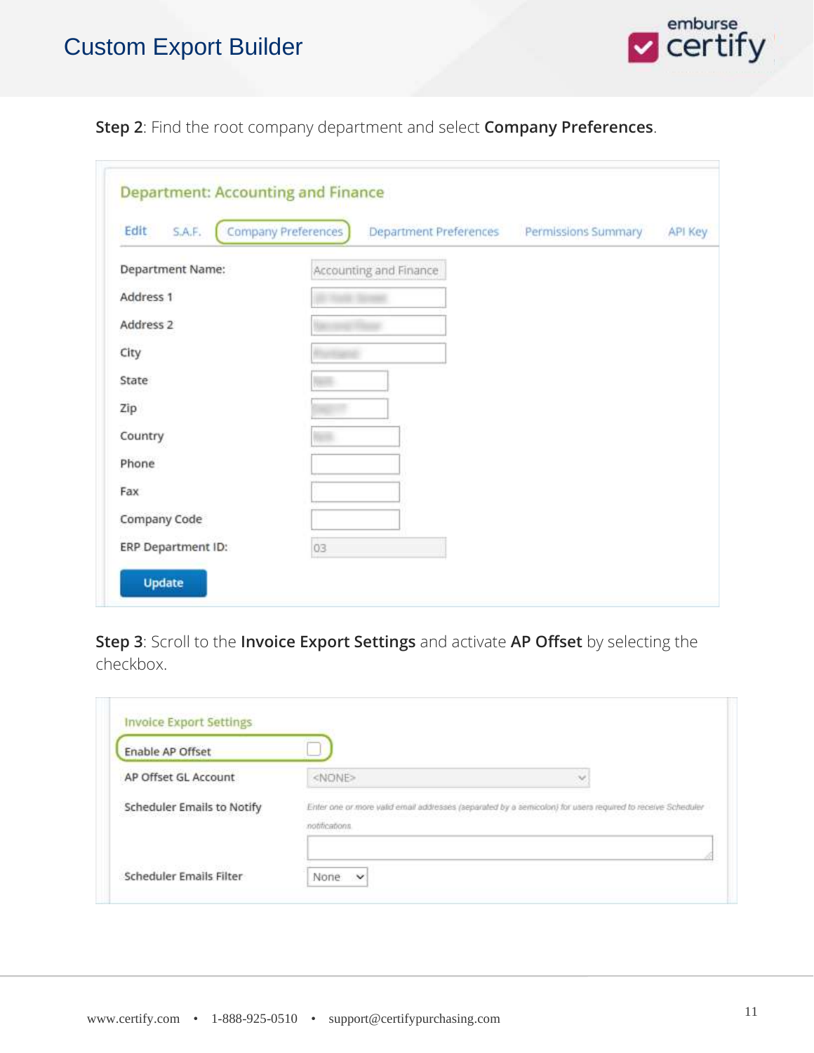**Step 2**: Find the root company department and select **Company Preferences**.

Department: Accounting and Finance

Edit | S.A.F. | Company Preferences | Department Preferences | Permissions Summary | API Key

| | |
|---|---|
| Department Name: | Accounting and Finance |
| Address 1 | |
| Address 2 | |
| City | |
| State | |
| Zip | |
| Country | |
| Phone | |
| Fax | |
| Company Code | |
| ERP Department ID: | 03 |

Update

**Step 3**: Scroll to the **Invoice Export Settings** and activate **AP Offset** by selecting the checkbox.

Invoice Export Settings

| | |
|---|---|
| Enable AP Offset | ☐ |
| AP Offset GL Account | <NONE> |
| Scheduler Emails to Notify | Enter one or more valid email addresses (separated by a semicolon) for users required to receive Scheduler notifications |
| Scheduler Emails Filter | None |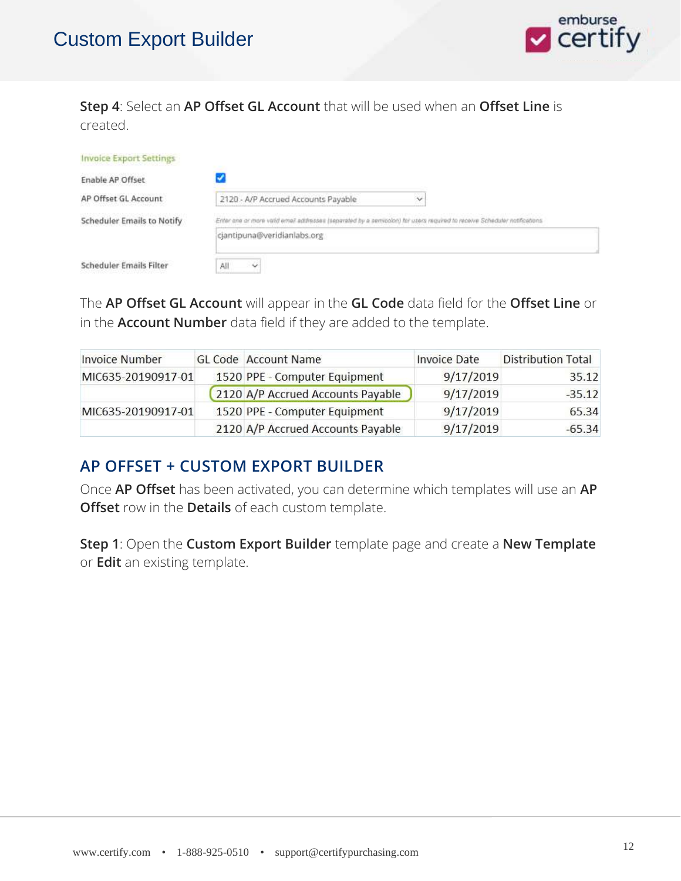**Step 4**: Select an **AP Offset GL Account** that will be used when an **Offset Line** is created.

| Invoice Export Settings | |
|---|---|
| Enable AP Offset | ☑ |
| AP Offset GL Account | 2120 - A/P Accrued Accounts Payable |
| Scheduler Emails to Notify | Enter one or more valid email addresses (separated by a semicolon) for users required to receive Scheduler notifications<br>cjantipuna@veridianlabs.org |
| Scheduler Emails Filter | All |

The **AP Offset GL Account** will appear in the **GL Code** data field for the **Offset Line** or in the **Account Number** data field if they are added to the template.

| Invoice Number | GL Code | Account Name | Invoice Date | Distribution Total |
|---|---|---|---|---|
| MIC635-20190917-01 | 1520 | PPE - Computer Equipment | 9/17/2019 | 35.12 |
| | 2120 | A/P Accrued Accounts Payable | 9/17/2019 | -35.12 |
| MIC635-20190917-01 | 1520 | PPE - Computer Equipment | 9/17/2019 | 65.34 |
| | 2120 | A/P Accrued Accounts Payable | 9/17/2019 | -65.34 |

## AP OFFSET + CUSTOM EXPORT BUILDER

Once **AP Offset** has been activated, you can determine which templates will use an **AP Offset** row in the **Details** of each custom template.

**Step 1**: Open the **Custom Export Builder** template page and create a **New Template** or **Edit** an existing template.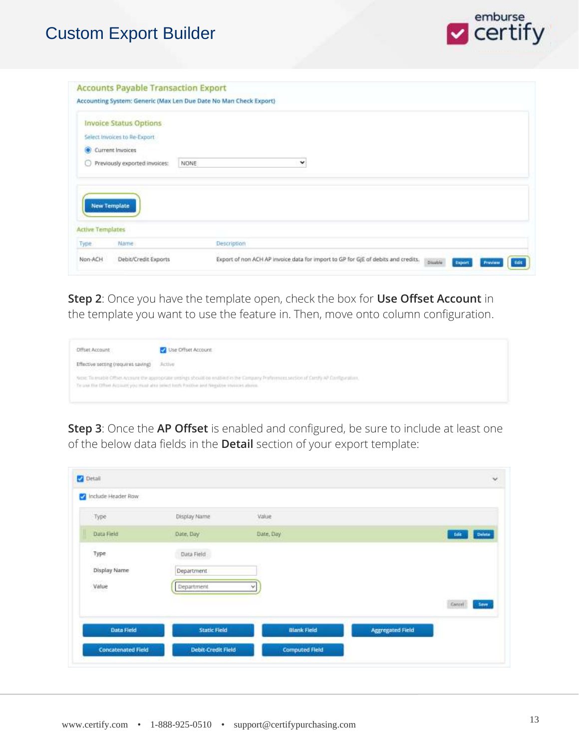## Step 2: Once you have the template open, check the box for **Use Offset Account** in the template you want to use the feature in. Then, move onto column configuration.

**Step 2**: Once you have the template open, check the box for **Use Offset Account** in the template you want to use the feature in. Then, move onto column configuration.

**Step 3**: Once the **AP Offset** is enabled and configured, be sure to include at least one of the below data fields in the **Detail** section of your export template: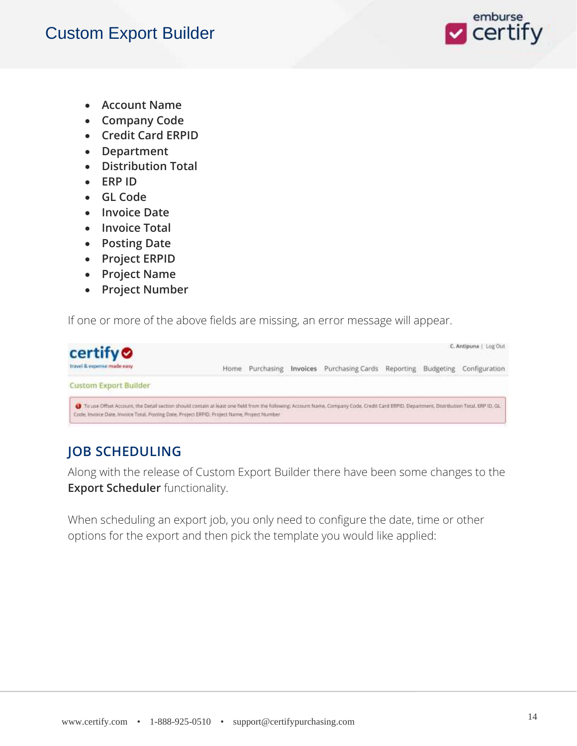- Account Name
- Company Code
- Credit Card ERPID
- Department
- Distribution Total
- ERP ID
- GL Code
- Invoice Date
- Invoice Total
- Posting Date
- Project ERPID
- Project Name
- Project Number

If one or more of the above fields are missing, an error message will appear.

## JOB SCHEDULING

Along with the release of Custom Export Builder there have been some changes to the **Export Scheduler** functionality.

When scheduling an export job, you only need to configure the date, time or other options for the export and then pick the template you would like applied: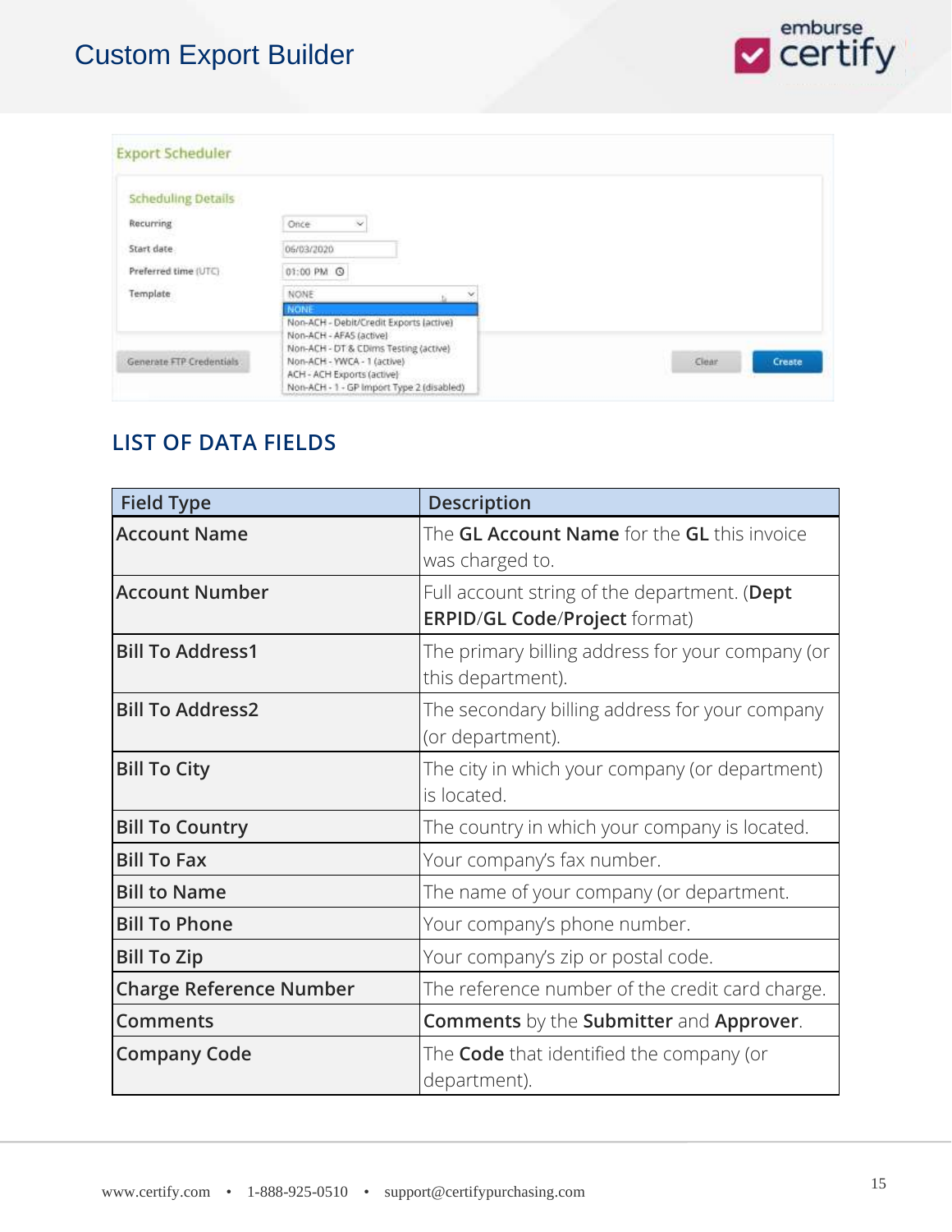# Custom Export Builder

Export Scheduler

Scheduling Details

| | |
|---|---|
| Recurring | Once |
| Start date | 06/03/2020 |
| Preferred time (UTC) | 01:00 PM |
| Template | NONE |

Template options:
- NONE
- Non-ACH - Debit/Credit Exports (active)
- Non-ACH - AFAS (active)
- Non-ACH - DT & CDims Testing (active)
- Non-ACH - YWCA - 1 (active)
- ACH - ACH Exports (active)
- Non-ACH - 1 - GP Import Type 2 (disabled)

Generate FTP Credentials | Clear | Create

## LIST OF DATA FIELDS

| Field Type | Description |
|---|---|
| **Account Name** | The **GL Account Name** for the **GL** this invoice was charged to. |
| **Account Number** | Full account string of the department. (**Dept ERPID**/**GL Code**/**Project** format) |
| **Bill To Address1** | The primary billing address for your company (or this department). |
| **Bill To Address2** | The secondary billing address for your company (or department). |
| **Bill To City** | The city in which your company (or department) is located. |
| **Bill To Country** | The country in which your company is located. |
| **Bill To Fax** | Your company's fax number. |
| **Bill to Name** | The name of your company (or department. |
| **Bill To Phone** | Your company's phone number. |
| **Bill To Zip** | Your company's zip or postal code. |
| **Charge Reference Number** | The reference number of the credit card charge. |
| **Comments** | **Comments** by the **Submitter** and **Approver**. |
| **Company Code** | The **Code** that identified the company (or department). |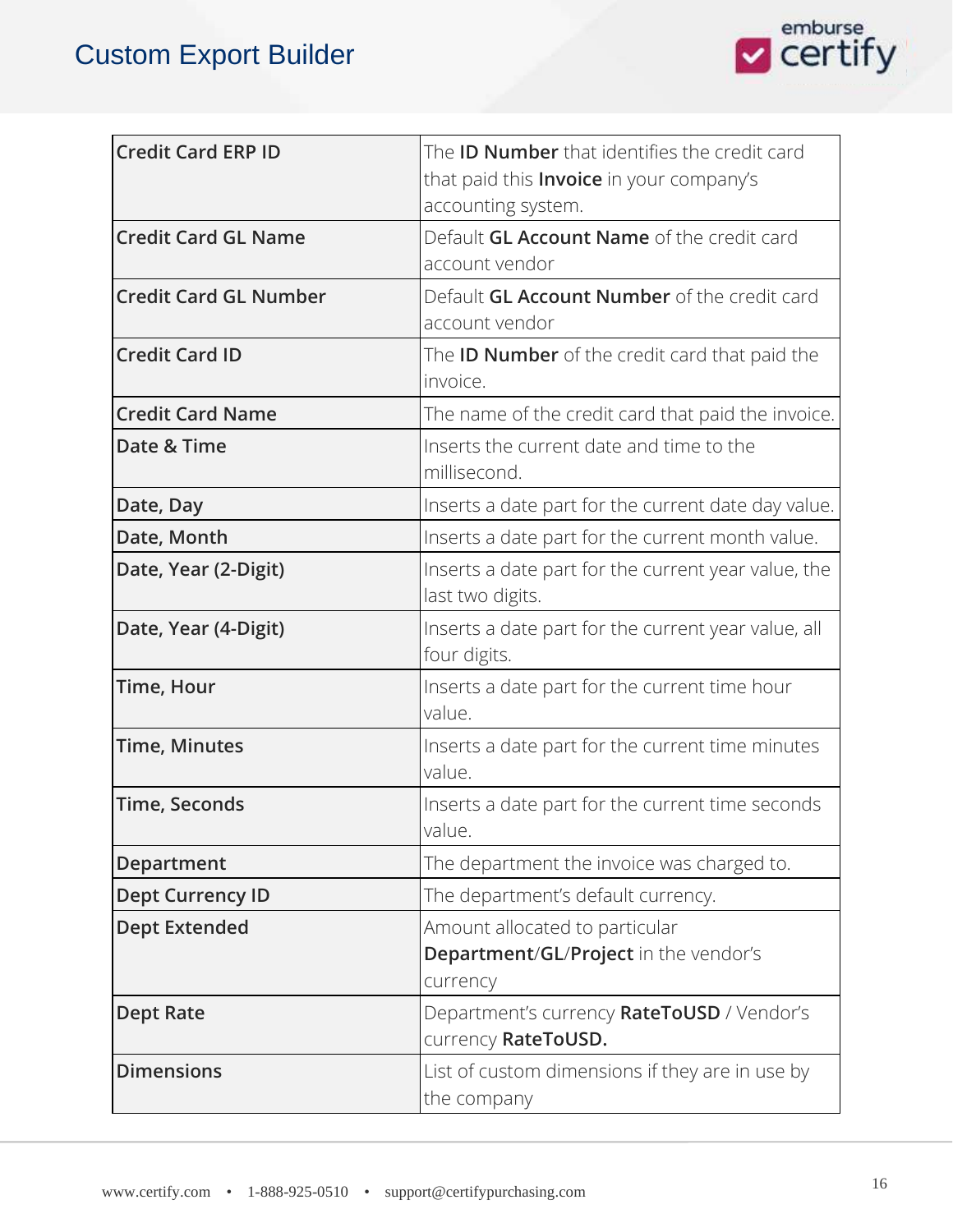| | |
|---|---|
| **Credit Card ERP ID** | The **ID Number** that identifies the credit card that paid this **Invoice** in your company's accounting system. |
| **Credit Card GL Name** | Default **GL Account Name** of the credit card account vendor |
| **Credit Card GL Number** | Default **GL Account Number** of the credit card account vendor |
| **Credit Card ID** | The **ID Number** of the credit card that paid the invoice. |
| **Credit Card Name** | The name of the credit card that paid the invoice. |
| **Date & Time** | Inserts the current date and time to the millisecond. |
| **Date, Day** | Inserts a date part for the current date day value. |
| **Date, Month** | Inserts a date part for the current month value. |
| **Date, Year (2-Digit)** | Inserts a date part for the current year value, the last two digits. |
| **Date, Year (4-Digit)** | Inserts a date part for the current year value, all four digits. |
| **Time, Hour** | Inserts a date part for the current time hour value. |
| **Time, Minutes** | Inserts a date part for the current time minutes value. |
| **Time, Seconds** | Inserts a date part for the current time seconds value. |
| **Department** | The department the invoice was charged to. |
| **Dept Currency ID** | The department's default currency. |
| **Dept Extended** | Amount allocated to particular **Department**/**GL**/**Project** in the vendor's currency |
| **Dept Rate** | Department's currency **RateToUSD** / Vendor's currency **RateToUSD.** |
| **Dimensions** | List of custom dimensions if they are in use by the company |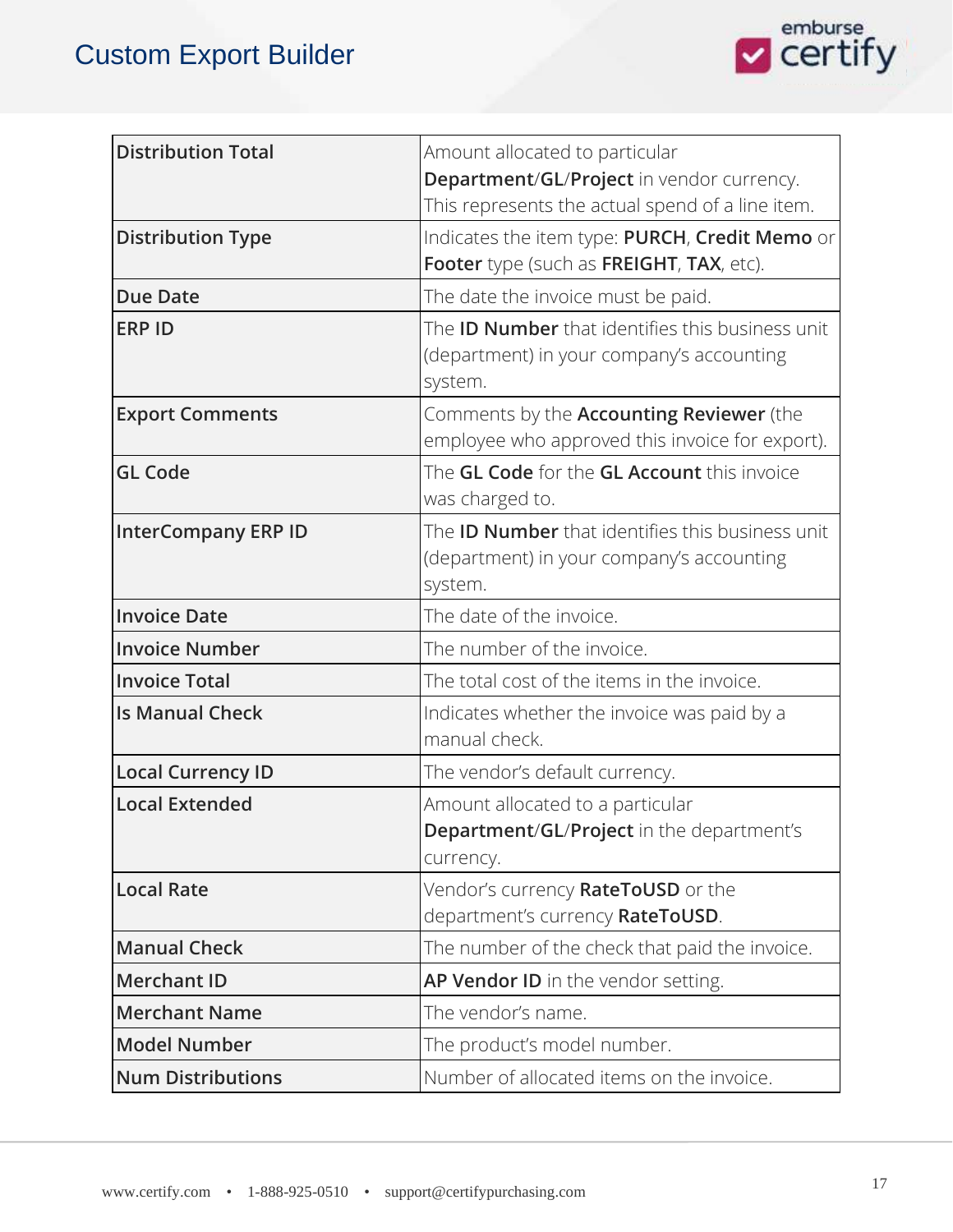| Distribution Total | Amount allocated to particular **Department**/**GL**/**Project** in vendor currency. This represents the actual spend of a line item. |
|---|---|
| Distribution Type | Indicates the item type: **PURCH**, **Credit Memo** or **Footer** type (such as **FREIGHT**, **TAX**, etc). |
| Due Date | The date the invoice must be paid. |
| ERP ID | The **ID Number** that identifies this business unit (department) in your company's accounting system. |
| Export Comments | Comments by the **Accounting Reviewer** (the employee who approved this invoice for export). |
| GL Code | The **GL Code** for the **GL Account** this invoice was charged to. |
| InterCompany ERP ID | The **ID Number** that identifies this business unit (department) in your company's accounting system. |
| Invoice Date | The date of the invoice. |
| Invoice Number | The number of the invoice. |
| Invoice Total | The total cost of the items in the invoice. |
| Is Manual Check | Indicates whether the invoice was paid by a manual check. |
| Local Currency ID | The vendor's default currency. |
| Local Extended | Amount allocated to a particular **Department**/**GL**/**Project** in the department's currency. |
| Local Rate | Vendor's currency **RateToUSD** or the department's currency **RateToUSD**. |
| Manual Check | The number of the check that paid the invoice. |
| Merchant ID | **AP Vendor ID** in the vendor setting. |
| Merchant Name | The vendor's name. |
| Model Number | The product's model number. |
| Num Distributions | Number of allocated items on the invoice. |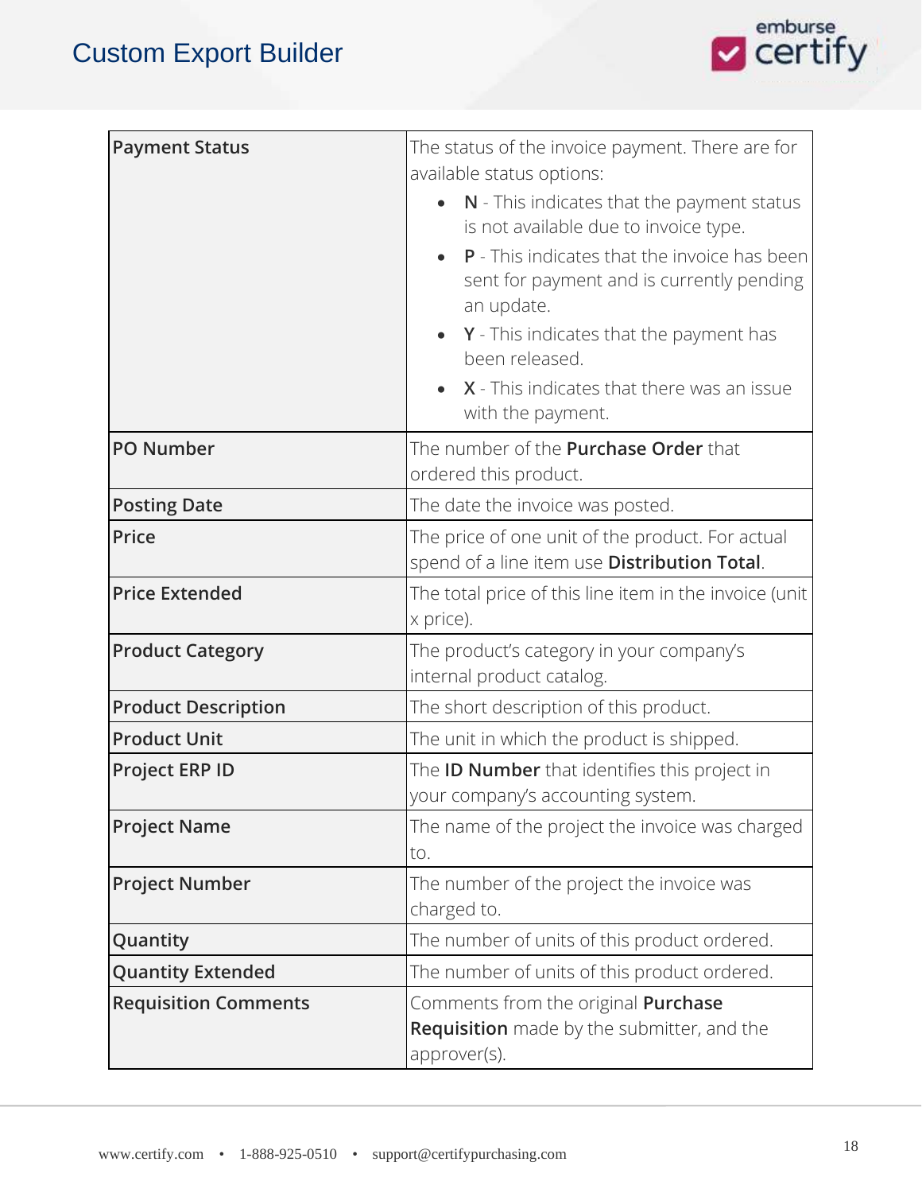| | |
|---|---|
| **Payment Status** | The status of the invoice payment. There are for available status options:<br>• **N** - This indicates that the payment status is not available due to invoice type.<br>• **P** - This indicates that the invoice has been sent for payment and is currently pending an update.<br>• **Y** - This indicates that the payment has been released.<br>• **X** - This indicates that there was an issue with the payment. |
| **PO Number** | The number of the **Purchase Order** that ordered this product. |
| **Posting Date** | The date the invoice was posted. |
| **Price** | The price of one unit of the product. For actual spend of a line item use **Distribution Total**. |
| **Price Extended** | The total price of this line item in the invoice (unit x price). |
| **Product Category** | The product's category in your company's internal product catalog. |
| **Product Description** | The short description of this product. |
| **Product Unit** | The unit in which the product is shipped. |
| **Project ERP ID** | The **ID Number** that identifies this project in your company's accounting system. |
| **Project Name** | The name of the project the invoice was charged to. |
| **Project Number** | The number of the project the invoice was charged to. |
| **Quantity** | The number of units of this product ordered. |
| **Quantity Extended** | The number of units of this product ordered. |
| **Requisition Comments** | Comments from the original **Purchase Requisition** made by the submitter, and the approver(s). |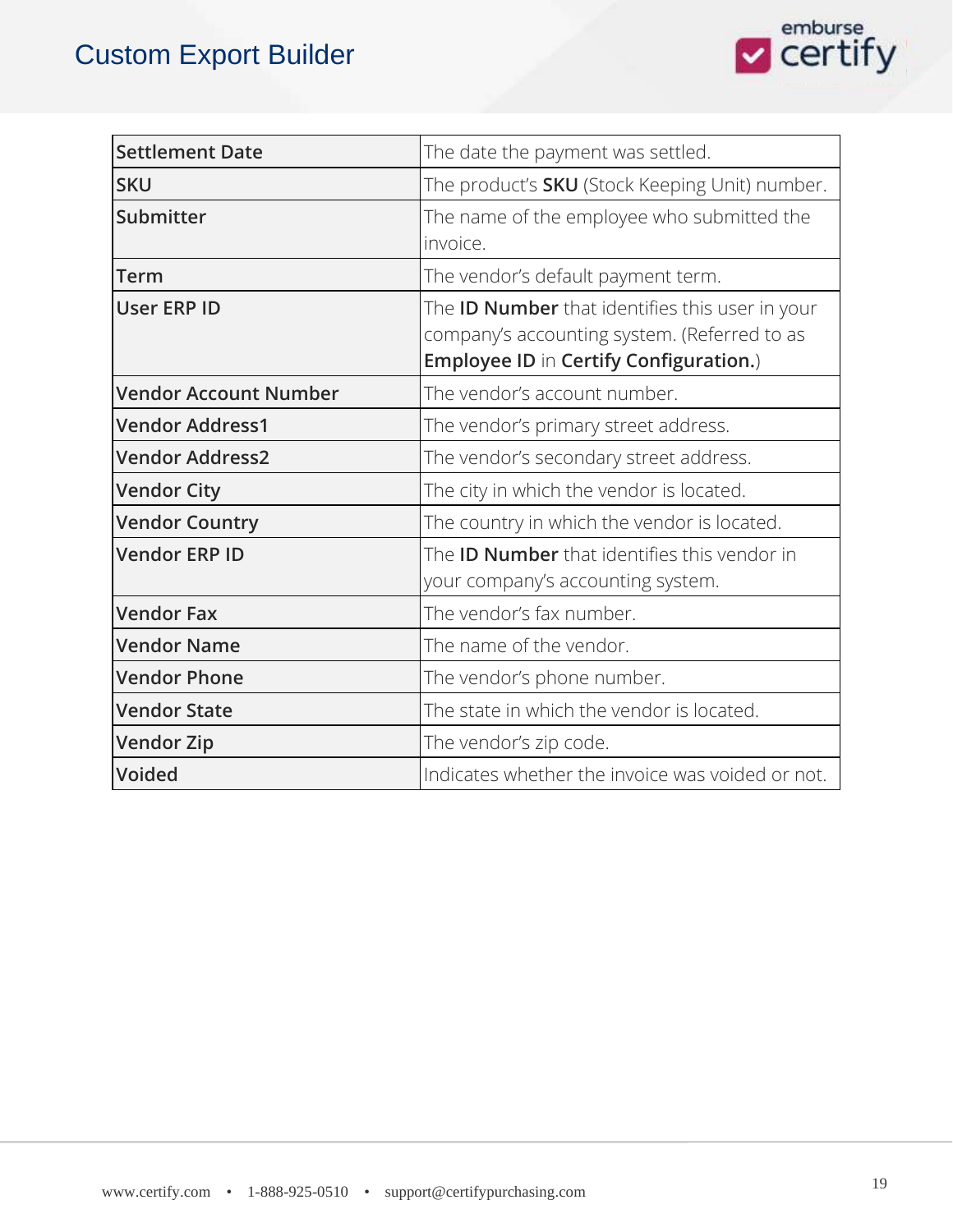| | |
|---|---|
| **Settlement Date** | The date the payment was settled. |
| **SKU** | The product's **SKU** (Stock Keeping Unit) number. |
| **Submitter** | The name of the employee who submitted the invoice. |
| **Term** | The vendor's default payment term. |
| **User ERP ID** | The **ID Number** that identifies this user in your company's accounting system. (Referred to as **Employee ID** in **Certify Configuration.**) |
| **Vendor Account Number** | The vendor's account number. |
| **Vendor Address1** | The vendor's primary street address. |
| **Vendor Address2** | The vendor's secondary street address. |
| **Vendor City** | The city in which the vendor is located. |
| **Vendor Country** | The country in which the vendor is located. |
| **Vendor ERP ID** | The **ID Number** that identifies this vendor in your company's accounting system. |
| **Vendor Fax** | The vendor's fax number. |
| **Vendor Name** | The name of the vendor. |
| **Vendor Phone** | The vendor's phone number. |
| **Vendor State** | The state in which the vendor is located. |
| **Vendor Zip** | The vendor's zip code. |
| **Voided** | Indicates whether the invoice was voided or not. |